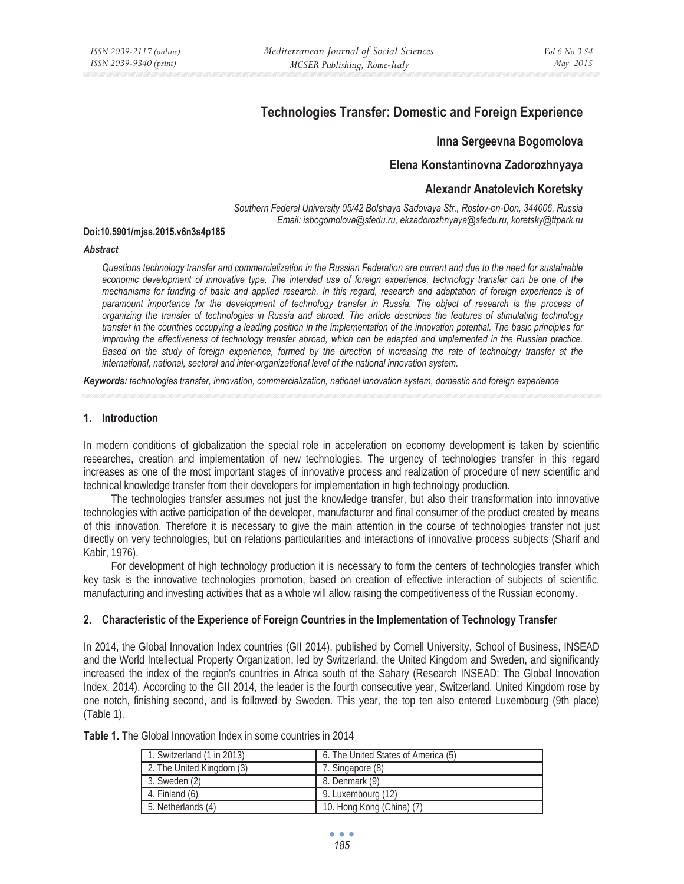# Technologies Transfer: Domestic and Foreign Experience

**Inna Sergeevna Bogomolova**

**Elena Konstantinovna Zadorozhnyaya**

**Alexandr Anatolevich Koretsky**

*Southern Federal University 05/42 Bolshaya Sadovaya Str., Rostov-on-Don, 344006, Russia*
*Email: isbogomolova@sfedu.ru, ekzadorozhnyaya@sfedu.ru, koretsky@ttpark.ru*

**Doi:10.5901/mjss.2015.v6n3s4p185**

### *Abstract*

*Questions technology transfer and commercialization in the Russian Federation are current and due to the need for sustainable economic development of innovative type. The intended use of foreign experience, technology transfer can be one of the mechanisms for funding of basic and applied research. In this regard, research and adaptation of foreign experience is of paramount importance for the development of technology transfer in Russia. The object of research is the process of organizing the transfer of technologies in Russia and abroad. The article describes the features of stimulating technology transfer in the countries occupying a leading position in the implementation of the innovation potential. The basic principles for improving the effectiveness of technology transfer abroad, which can be adapted and implemented in the Russian practice. Based on the study of foreign experience, formed by the direction of increasing the rate of technology transfer at the international, national, sectoral and inter-organizational level of the national innovation system.*

***Keywords:*** *technologies transfer, innovation, commercialization, national innovation system, domestic and foreign experience*

## 1. Introduction

In modern conditions of globalization the special role in acceleration on economy development is taken by scientific researches, creation and implementation of new technologies. The urgency of technologies transfer in this regard increases as one of the most important stages of innovative process and realization of procedure of new scientific and technical knowledge transfer from their developers for implementation in high technology production.

The technologies transfer assumes not just the knowledge transfer, but also their transformation into innovative technologies with active participation of the developer, manufacturer and final consumer of the product created by means of this innovation. Therefore it is necessary to give the main attention in the course of technologies transfer not just directly on very technologies, but on relations particularities and interactions of innovative process subjects (Sharif and Kabir, 1976).

For development of high technology production it is necessary to form the centers of technologies transfer which key task is the innovative technologies promotion, based on creation of effective interaction of subjects of scientific, manufacturing and investing activities that as a whole will allow raising the competitiveness of the Russian economy.

## 2. Characteristic of the Experience of Foreign Countries in the Implementation of Technology Transfer

In 2014, the Global Innovation Index countries (GII 2014), published by Cornell University, School of Business, INSEAD and the World Intellectual Property Organization, led by Switzerland, the United Kingdom and Sweden, and significantly increased the index of the region's countries in Africa south of the Sahary (Research INSEAD: The Global Innovation Index, 2014). According to the GII 2014, the leader is the fourth consecutive year, Switzerland. United Kingdom rose by one notch, finishing second, and is followed by Sweden. This year, the top ten also entered Luxembourg (9th place) (Table 1).

**Table 1.** The Global Innovation Index in some countries in 2014

| | |
|---|---|
| 1. Switzerland (1 in 2013) | 6. The United States of America (5) |
| 2. The United Kingdom (3) | 7. Singapore (8) |
| 3. Sweden (2) | 8. Denmark (9) |
| 4. Finland (6) | 9. Luxembourg (12) |
| 5. Netherlands (4) | 10. Hong Kong (China) (7) |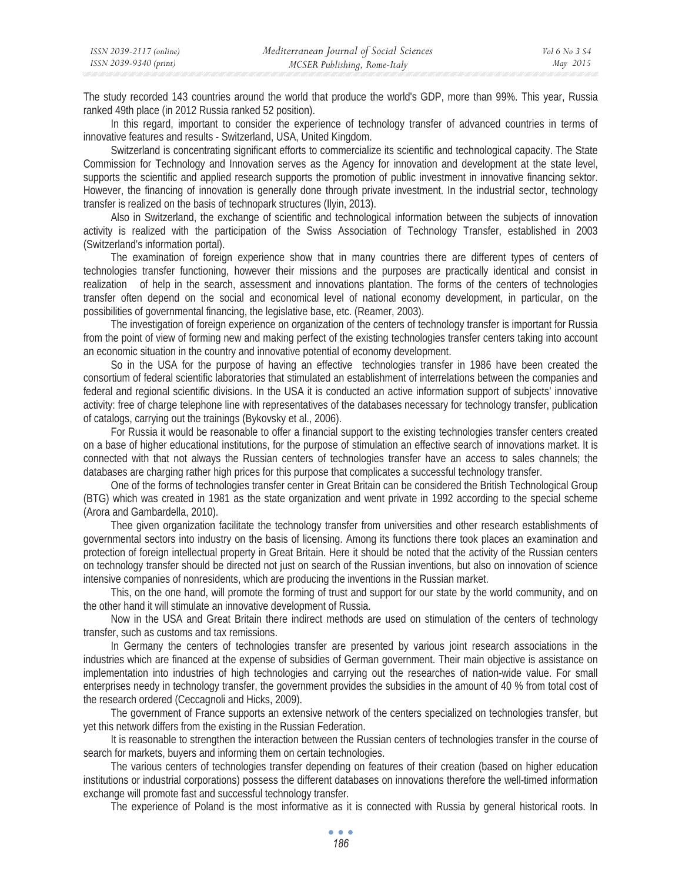The study recorded 143 countries around the world that produce the world's GDP, more than 99%. This year, Russia ranked 49th place (in 2012 Russia ranked 52 position).

In this regard, important to consider the experience of technology transfer of advanced countries in terms of innovative features and results - Switzerland, USA, United Kingdom.

Switzerland is concentrating significant efforts to commercialize its scientific and technological capacity. The State Commission for Technology and Innovation serves as the Agency for innovation and development at the state level, supports the scientific and applied research supports the promotion of public investment in innovative financing sektor. However, the financing of innovation is generally done through private investment. In the industrial sector, technology transfer is realized on the basis of technopark structures (Ilyin, 2013).

Also in Switzerland, the exchange of scientific and technological information between the subjects of innovation activity is realized with the participation of the Swiss Association of Technology Transfer, established in 2003 (Switzerland's information portal).

The examination of foreign experience show that in many countries there are different types of centers of technologies transfer functioning, however their missions and the purposes are practically identical and consist in realization of help in the search, assessment and innovations plantation. The forms of the centers of technologies transfer often depend on the social and economical level of national economy development, in particular, on the possibilities of governmental financing, the legislative base, etc. (Reamer, 2003).

The investigation of foreign experience on organization of the centers of technology transfer is important for Russia from the point of view of forming new and making perfect of the existing technologies transfer centers taking into account an economic situation in the country and innovative potential of economy development.

So in the USA for the purpose of having an effective technologies transfer in 1986 have been created the consortium of federal scientific laboratories that stimulated an establishment of interrelations between the companies and federal and regional scientific divisions. In the USA it is conducted an active information support of subjects' innovative activity: free of charge telephone line with representatives of the databases necessary for technology transfer, publication of catalogs, carrying out the trainings (Bykovsky et al., 2006).

For Russia it would be reasonable to offer a financial support to the existing technologies transfer centers created on a base of higher educational institutions, for the purpose of stimulation an effective search of innovations market. It is connected with that not always the Russian centers of technologies transfer have an access to sales channels; the databases are charging rather high prices for this purpose that complicates a successful technology transfer.

One of the forms of technologies transfer center in Great Britain can be considered the British Technological Group (BTG) which was created in 1981 as the state organization and went private in 1992 according to the special scheme (Arora and Gambardella, 2010).

Thee given organization facilitate the technology transfer from universities and other research establishments of governmental sectors into industry on the basis of licensing. Among its functions there took places an examination and protection of foreign intellectual property in Great Britain. Here it should be noted that the activity of the Russian centers on technology transfer should be directed not just on search of the Russian inventions, but also on innovation of science intensive companies of nonresidents, which are producing the inventions in the Russian market.

This, on the one hand, will promote the forming of trust and support for our state by the world community, and on the other hand it will stimulate an innovative development of Russia.

Now in the USA and Great Britain there indirect methods are used on stimulation of the centers of technology transfer, such as customs and tax remissions.

In Germany the centers of technologies transfer are presented by various joint research associations in the industries which are financed at the expense of subsidies of German government. Their main objective is assistance on implementation into industries of high technologies and carrying out the researches of nation-wide value. For small enterprises needy in technology transfer, the government provides the subsidies in the amount of 40 % from total cost of the research ordered (Ceccagnoli and Hicks, 2009).

The government of France supports an extensive network of the centers specialized on technologies transfer, but yet this network differs from the existing in the Russian Federation.

It is reasonable to strengthen the interaction between the Russian centers of technologies transfer in the course of search for markets, buyers and informing them on certain technologies.

The various centers of technologies transfer depending on features of their creation (based on higher education institutions or industrial corporations) possess the different databases on innovations therefore the well-timed information exchange will promote fast and successful technology transfer.

The experience of Poland is the most informative as it is connected with Russia by general historical roots. In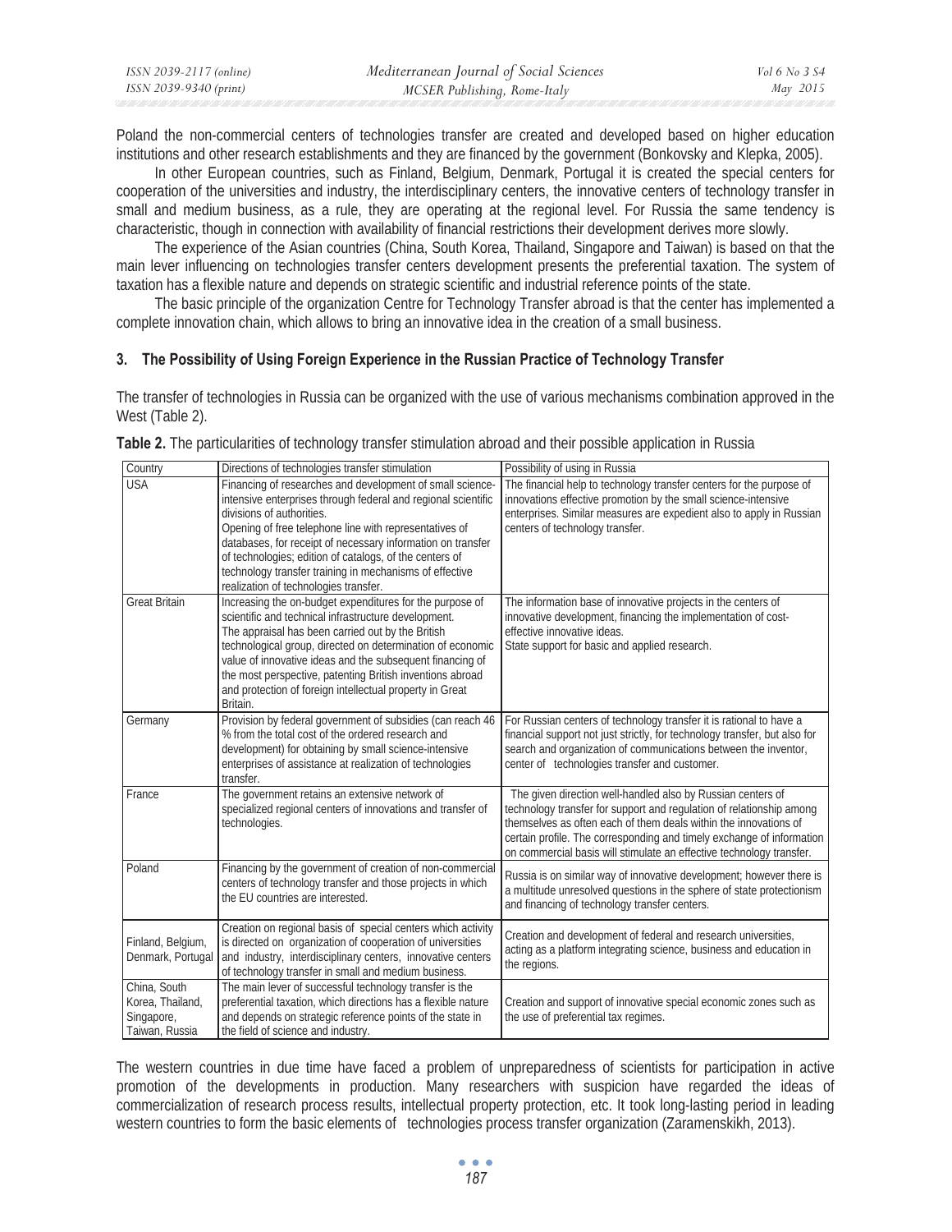Poland the non-commercial centers of technologies transfer are created and developed based on higher education institutions and other research establishments and they are financed by the government (Bonkovsky and Klepka, 2005).

In other European countries, such as Finland, Belgium, Denmark, Portugal it is created the special centers for cooperation of the universities and industry, the interdisciplinary centers, the innovative centers of technology transfer in small and medium business, as a rule, they are operating at the regional level. For Russia the same tendency is characteristic, though in connection with availability of financial restrictions their development derives more slowly.

The experience of the Asian countries (China, South Korea, Thailand, Singapore and Taiwan) is based on that the main lever influencing on technologies transfer centers development presents the preferential taxation. The system of taxation has a flexible nature and depends on strategic scientific and industrial reference points of the state.

The basic principle of the organization Centre for Technology Transfer abroad is that the center has implemented a complete innovation chain, which allows to bring an innovative idea in the creation of a small business.

### 3. The Possibility of Using Foreign Experience in the Russian Practice of Technology Transfer

The transfer of technologies in Russia can be organized with the use of various mechanisms combination approved in the West (Table 2).

**Table 2.** The particularities of technology transfer stimulation abroad and their possible application in Russia

| Country | Directions of technologies transfer stimulation | Possibility of using in Russia |
|---|---|---|
| USA | Financing of researches and development of small science-intensive enterprises through federal and regional scientific divisions of authorities. Opening of free telephone line with representatives of databases, for receipt of necessary information on transfer of technologies; edition of catalogs, of the centers of technology transfer training in mechanisms of effective realization of technologies transfer. | The financial help to technology transfer centers for the purpose of innovations effective promotion by the small science-intensive enterprises. Similar measures are expedient also to apply in Russian centers of technology transfer. |
| Great Britain | Increasing the on-budget expenditures for the purpose of scientific and technical infrastructure development. The appraisal has been carried out by the British technological group, directed on determination of economic value of innovative ideas and the subsequent financing of the most perspective, patenting British inventions abroad and protection of foreign intellectual property in Great Britain. | The information base of innovative projects in the centers of innovative development, financing the implementation of cost-effective innovative ideas. State support for basic and applied research. |
| Germany | Provision by federal government of subsidies (can reach 46 % from the total cost of the ordered research and development) for obtaining by small science-intensive enterprises of assistance at realization of technologies transfer. | For Russian centers of technology transfer it is rational to have a financial support not just strictly, for technology transfer, but also for search and organization of communications between the inventor, center of technologies transfer and customer. |
| France | The government retains an extensive network of specialized regional centers of innovations and transfer of technologies. | The given direction well-handled also by Russian centers of technology transfer for support and regulation of relationship among themselves as often each of them deals within the innovations of certain profile. The corresponding and timely exchange of information on commercial basis will stimulate an effective technology transfer. |
| Poland | Financing by the government of creation of non-commercial centers of technology transfer and those projects in which the EU countries are interested. | Russia is on similar way of innovative development; however there is a multitude unresolved questions in the sphere of state protectionism and financing of technology transfer centers. |
| Finland, Belgium, Denmark, Portugal | Creation on regional basis of special centers which activity is directed on organization of cooperation of universities and industry, interdisciplinary centers, innovative centers of technology transfer in small and medium business. | Creation and development of federal and research universities, acting as a platform integrating science, business and education in the regions. |
| China, South Korea, Thailand, Singapore, Taiwan, Russia | The main lever of successful technology transfer is the preferential taxation, which directions has a flexible nature and depends on strategic reference points of the state in the field of science and industry. | Creation and support of innovative special economic zones such as the use of preferential tax regimes. |

The western countries in due time have faced a problem of unpreparedness of scientists for participation in active promotion of the developments in production. Many researchers with suspicion have regarded the ideas of commercialization of research process results, intellectual property protection, etc. It took long-lasting period in leading western countries to form the basic elements of technologies process transfer organization (Zaramenskikh, 2013).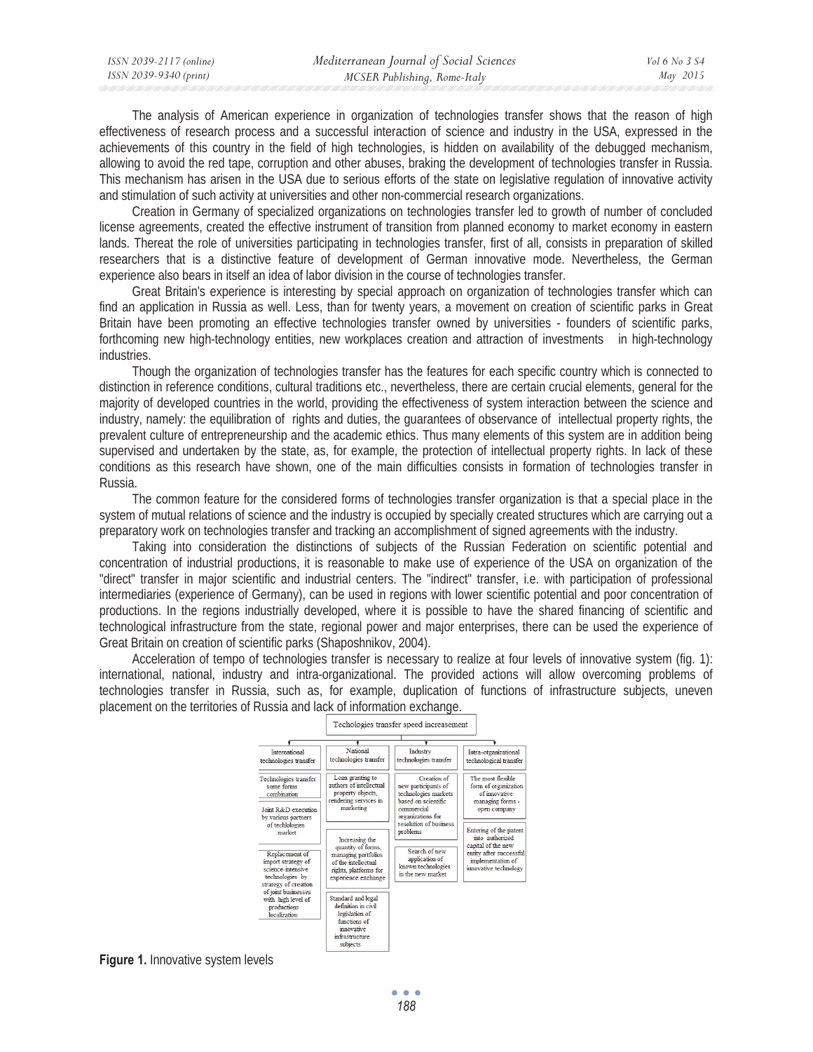The analysis of American experience in organization of technologies transfer shows that the reason of high effectiveness of research process and a successful interaction of science and industry in the USA, expressed in the achievements of this country in the field of high technologies, is hidden on availability of the debugged mechanism, allowing to avoid the red tape, corruption and other abuses, braking the development of technologies transfer in Russia. This mechanism has arisen in the USA due to serious efforts of the state on legislative regulation of innovative activity and stimulation of such activity at universities and other non-commercial research organizations.

Creation in Germany of specialized organizations on technologies transfer led to growth of number of concluded license agreements, created the effective instrument of transition from planned economy to market economy in eastern lands. Thereat the role of universities participating in technologies transfer, first of all, consists in preparation of skilled researchers that is a distinctive feature of development of German innovative mode. Nevertheless, the German experience also bears in itself an idea of labor division in the course of technologies transfer.

Great Britain's experience is interesting by special approach on organization of technologies transfer which can find an application in Russia as well. Less, than for twenty years, a movement on creation of scientific parks in Great Britain have been promoting an effective technologies transfer owned by universities - founders of scientific parks, forthcoming new high-technology entities, new workplaces creation and attraction of investments in high-technology industries.

Though the organization of technologies transfer has the features for each specific country which is connected to distinction in reference conditions, cultural traditions etc., nevertheless, there are certain crucial elements, general for the majority of developed countries in the world, providing the effectiveness of system interaction between the science and industry, namely: the equilibration of rights and duties, the guarantees of observance of intellectual property rights, the prevalent culture of entrepreneurship and the academic ethics. Thus many elements of this system are in addition being supervised and undertaken by the state, as, for example, the protection of intellectual property rights. In lack of these conditions as this research have shown, one of the main difficulties consists in formation of technologies transfer in Russia.

The common feature for the considered forms of technologies transfer organization is that a special place in the system of mutual relations of science and the industry is occupied by specially created structures which are carrying out a preparatory work on technologies transfer and tracking an accomplishment of signed agreements with the industry.

Taking into consideration the distinctions of subjects of the Russian Federation on scientific potential and concentration of industrial productions, it is reasonable to make use of experience of the USA on organization of the "direct" transfer in major scientific and industrial centers. The "indirect" transfer, i.e. with participation of professional intermediaries (experience of Germany), can be used in regions with lower scientific potential and poor concentration of productions. In the regions industrially developed, where it is possible to have the shared financing of scientific and technological infrastructure from the state, regional power and major enterprises, there can be used the experience of Great Britain on creation of scientific parks (Shaposhnikov, 2004).

Acceleration of tempo of technologies transfer is necessary to realize at four levels of innovative system (fig. 1): international, national, industry and intra-organizational. The provided actions will allow overcoming problems of technologies transfer in Russia, such as, for example, duplication of functions of infrastructure subjects, uneven placement on the territories of Russia and lack of information exchange.

Techologies transfer speed increasement

| International technologies transfer | National technologies transfer | Industry technologies transfer | Intra-otganizational technological transfer |
|---|---|---|---|
| Technologies transfer some forms combination | Loan granting to authors of intellectual property objects, rendering services in marketing | Creation of new participants of technologies markets based on scientific commercial organizations for resolution of business problems | The most flexible form of organization of innovative managing forms - open company |
| Joint R&D execution by various partners of techlologies market | Increasing the quantity of forms, managing portfolios of the intellectual rights, platforms for experience exchange | Search of new application of known technologies in the new market | Entering of the patent into authorized capital of the new entity after successful implementation of innovative technology |
| Replacement of import strategy of science-intensive technologies by strategy of creation of joint businesses with high level of productions localization | Standard and legal definition in civil legislation of functions of innovative infrastructure subjects | | |

**Figure 1.** Innovative system levels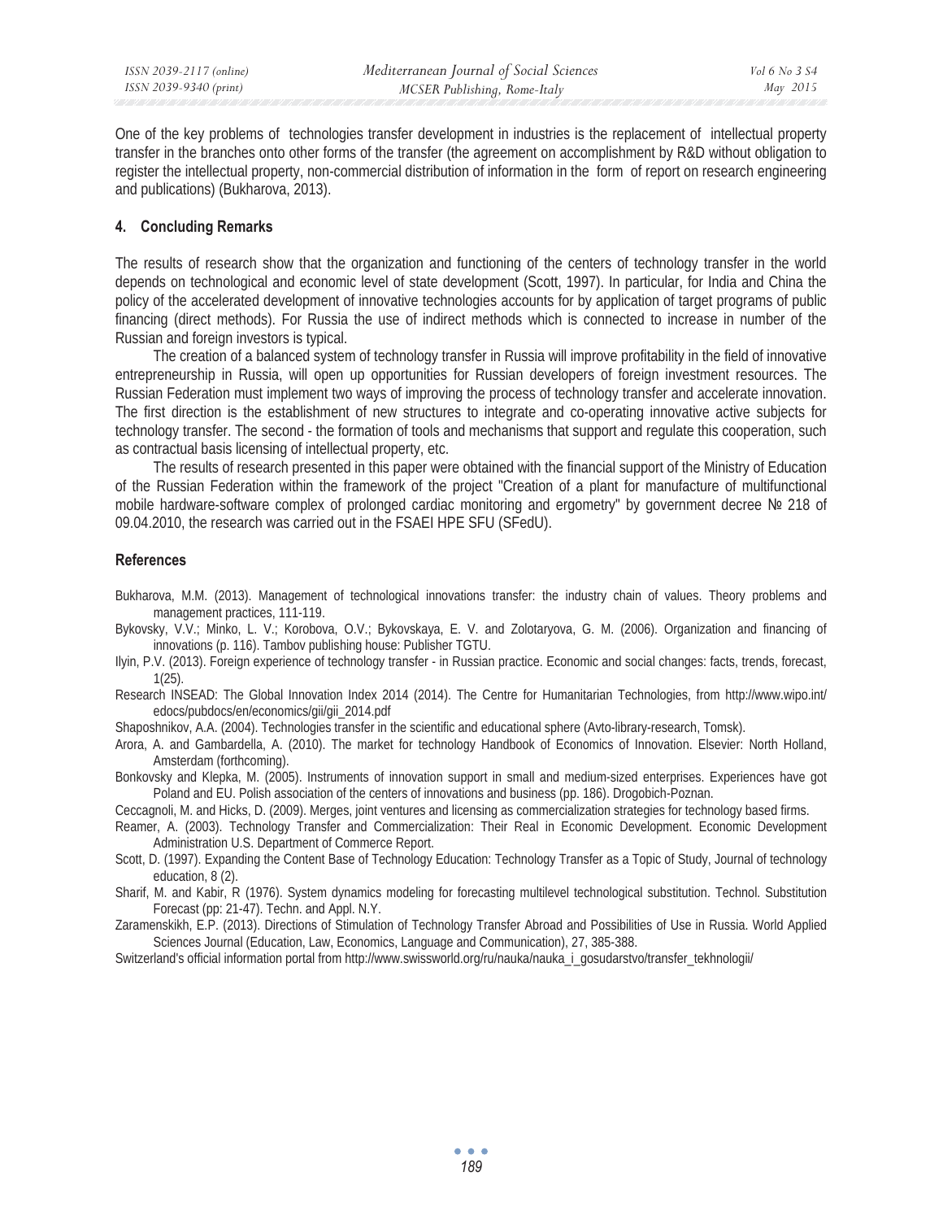One of the key problems of technologies transfer development in industries is the replacement of intellectual property transfer in the branches onto other forms of the transfer (the agreement on accomplishment by R&D without obligation to register the intellectual property, non-commercial distribution of information in the form of report on research engineering and publications) (Bukharova, 2013).

## 4. Concluding Remarks

The results of research show that the organization and functioning of the centers of technology transfer in the world depends on technological and economic level of state development (Scott, 1997). In particular, for India and China the policy of the accelerated development of innovative technologies accounts for by application of target programs of public financing (direct methods). For Russia the use of indirect methods which is connected to increase in number of the Russian and foreign investors is typical.

The creation of a balanced system of technology transfer in Russia will improve profitability in the field of innovative entrepreneurship in Russia, will open up opportunities for Russian developers of foreign investment resources. The Russian Federation must implement two ways of improving the process of technology transfer and accelerate innovation. The first direction is the establishment of new structures to integrate and co-operating innovative active subjects for technology transfer. The second - the formation of tools and mechanisms that support and regulate this cooperation, such as contractual basis licensing of intellectual property, etc.

The results of research presented in this paper were obtained with the financial support of the Ministry of Education of the Russian Federation within the framework of the project "Creation of a plant for manufacture of multifunctional mobile hardware-software complex of prolonged cardiac monitoring and ergometry" by government decree № 218 of 09.04.2010, the research was carried out in the FSAEI HPE SFU (SFedU).

## References

Bukharova, M.M. (2013). Management of technological innovations transfer: the industry chain of values. Theory problems and management practices, 111-119.

Bykovsky, V.V.; Minko, L. V.; Korobova, O.V.; Bykovskaya, E. V. and Zolotaryova, G. M. (2006). Organization and financing of innovations (p. 116). Tambov publishing house: Publisher TGTU.

Ilyin, P.V. (2013). Foreign experience of technology transfer - in Russian practice. Economic and social changes: facts, trends, forecast, 1(25).

Research INSEAD: The Global Innovation Index 2014 (2014). The Centre for Humanitarian Technologies, from http://www.wipo.int/edocs/pubdocs/en/economics/gii/gii_2014.pdf

Shaposhnikov, A.A. (2004). Technologies transfer in the scientific and educational sphere (Avto-library-research, Tomsk).

Arora, A. and Gambardella, A. (2010). The market for technology Handbook of Economics of Innovation. Elsevier: North Holland, Amsterdam (forthcoming).

Bonkovsky and Klepka, M. (2005). Instruments of innovation support in small and medium-sized enterprises. Experiences have got Poland and EU. Polish association of the centers of innovations and business (pp. 186). Drogobich-Poznan.

Ceccagnoli, M. and Hicks, D. (2009). Merges, joint ventures and licensing as commercialization strategies for technology based firms.

Reamer, A. (2003). Technology Transfer and Commercialization: Their Real in Economic Development. Economic Development Administration U.S. Department of Commerce Report.

Scott, D. (1997). Expanding the Content Base of Technology Education: Technology Transfer as a Topic of Study, Journal of technology education, 8 (2).

Sharif, M. and Kabir, R (1976). System dynamics modeling for forecasting multilevel technological substitution. Technol. Substitution Forecast (pp: 21-47). Techn. and Appl. N.Y.

Zaramenskikh, E.P. (2013). Directions of Stimulation of Technology Transfer Abroad and Possibilities of Use in Russia. World Applied Sciences Journal (Education, Law, Economics, Language and Communication), 27, 385-388.

Switzerland's official information portal from http://www.swissworld.org/ru/nauka/nauka_i_gosudarstvo/transfer_tekhnologii/